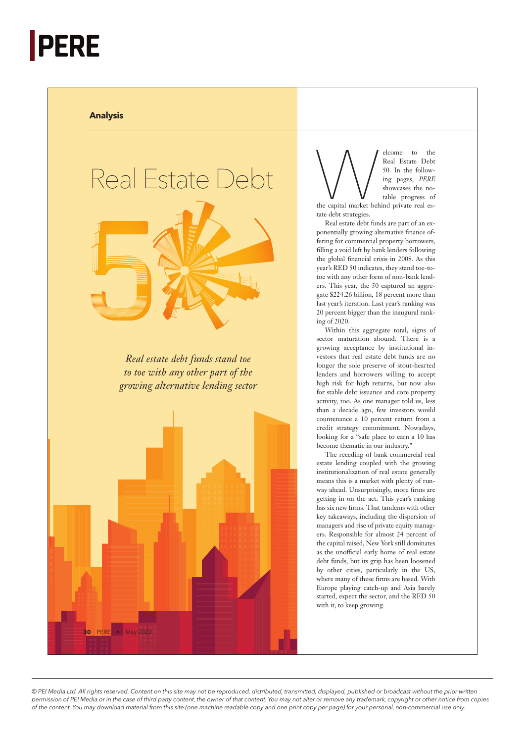**Analysis**

# Real Estate Debt 50

*Real estate debt funds stand toe to toe with any other part of the growing alternative lending sector*

Welcome to the Real Estate Debt 50. In the following pages, *PERE* showcases the notable progress of the capital market behind private real estate debt strategies.

Real estate debt funds are part of an exponentially growing alternative finance offering for commercial property borrowers, filling a void left by bank lenders following the global financial crisis in 2008. As this year's RED 50 indicates, they stand toe-to-toe with any other form of non-bank lenders. This year, the 50 captured an aggregate $224.26 billion, 18 percent more than last year's iteration. Last year's ranking was 20 percent bigger than the inaugural ranking of 2020.

Within this aggregate total, signs of sector maturation abound. There is a growing acceptance by institutional investors that real estate debt funds are no longer the sole preserve of stout-hearted lenders and borrowers willing to accept high risk for high returns, but now also for stable debt issuance and core property activity, too. As one manager told us, less than a decade ago, few investors would countenance a 10 percent return from a credit strategy commitment. Nowadays, looking for a "safe place to earn a 10 has become thematic in our industry."

The receding of bank commercial real estate lending coupled with the growing institutionalization of real estate generally means this is a market with plenty of runway ahead. Unsurprisingly, more firms are getting in on the act. This year's ranking has six new firms. That tandems with other key takeaways, including the dispersion of managers and rise of private equity managers. Responsible for almost 24 percent of the capital raised, New York still dominates as the unofficial early home of real estate debt funds, but its grip has been loosened by other cities, particularly in the US, where many of these firms are based. With Europe playing catch-up and Asia barely started, expect the sector, and the RED 50 with it, to keep growing.

*© PEI Media Ltd. All rights reserved. Content on this site may not be reproduced, distributed, transmitted, displayed, published or broadcast without the prior written permission of PEI Media or in the case of third party content, the owner of that content. You may not alter or remove any trademark, copyright or other notice from copies of the content. You may download material from this site (one machine readable copy and one print copy per page) for your personal, non-commercial use only.*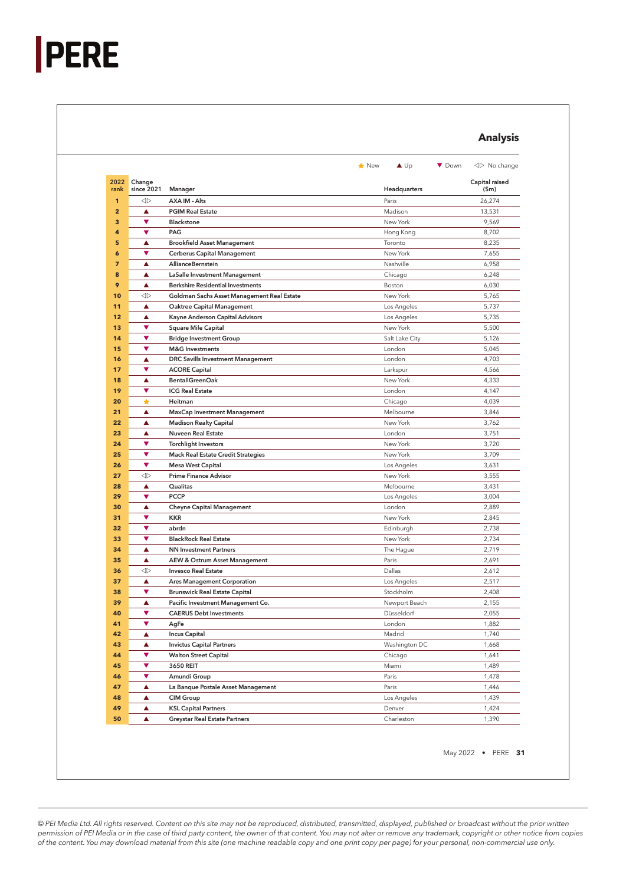# PERE

## Analysis

★ New ▲ Up ▼ Down ◁▷ No change

| 2022 rank | Change since 2021 | Manager | Headquarters | Capital raised ($m) |
|---|---|---|---|---|
| 1 | ◁▷ | AXA IM - Alts | Paris | 26,274 |
| 2 | ▲ | PGIM Real Estate | Madison | 13,531 |
| 3 | ▼ | Blackstone | New York | 9,569 |
| 4 | ▼ | PAG | Hong Kong | 8,702 |
| 5 | ▲ | Brookfield Asset Management | Toronto | 8,235 |
| 6 | ▼ | Cerberus Capital Management | New York | 7,655 |
| 7 | ▲ | AllianceBernstein | Nashville | 6,958 |
| 8 | ▲ | LaSalle Investment Management | Chicago | 6,248 |
| 9 | ▲ | Berkshire Residential Investments | Boston | 6,030 |
| 10 | ◁▷ | Goldman Sachs Asset Management Real Estate | New York | 5,765 |
| 11 | ▲ | Oaktree Capital Management | Los Angeles | 5,737 |
| 12 | ▲ | Kayne Anderson Capital Advisors | Los Angeles | 5,735 |
| 13 | ▼ | Square Mile Capital | New York | 5,500 |
| 14 | ▼ | Bridge Investment Group | Salt Lake City | 5,126 |
| 15 | ▼ | M&G Investments | London | 5,045 |
| 16 | ▲ | DRC Savills Investment Management | London | 4,703 |
| 17 | ▼ | ACORE Capital | Larkspur | 4,566 |
| 18 | ▲ | BentallGreenOak | New York | 4,333 |
| 19 | ▼ | ICG Real Estate | London | 4,147 |
| 20 | ★ | Heitman | Chicago | 4,039 |
| 21 | ▲ | MaxCap Investment Management | Melbourne | 3,846 |
| 22 | ▲ | Madison Realty Capital | New York | 3,762 |
| 23 | ▲ | Nuveen Real Estate | London | 3,751 |
| 24 | ▼ | Torchlight Investors | New York | 3,720 |
| 25 | ▼ | Mack Real Estate Credit Strategies | New York | 3,709 |
| 26 | ▼ | Mesa West Capital | Los Angeles | 3,631 |
| 27 | ◁▷ | Prime Finance Advisor | New York | 3,555 |
| 28 | ▲ | Qualitas | Melbourne | 3,431 |
| 29 | ▼ | PCCP | Los Angeles | 3,004 |
| 30 | ▲ | Cheyne Capital Management | London | 2,889 |
| 31 | ▼ | KKR | New York | 2,845 |
| 32 | ▼ | abrdn | Edinburgh | 2,738 |
| 33 | ▼ | BlackRock Real Estate | New York | 2,734 |
| 34 | ▲ | NN Investment Partners | The Hague | 2,719 |
| 35 | ▲ | AEW & Ostrum Asset Management | Paris | 2,691 |
| 36 | ◁▷ | Invesco Real Estate | Dallas | 2,612 |
| 37 | ▲ | Ares Management Corporation | Los Angeles | 2,517 |
| 38 | ▼ | Brunswick Real Estate Capital | Stockholm | 2,408 |
| 39 | ▲ | Pacific Investment Management Co. | Newport Beach | 2,155 |
| 40 | ▼ | CAERUS Debt Investments | Düsseldorf | 2,055 |
| 41 | ▼ | AgFe | London | 1,882 |
| 42 | ▲ | Incus Capital | Madrid | 1,740 |
| 43 | ▲ | Invictus Capital Partners | Washington DC | 1,668 |
| 44 | ▼ | Walton Street Capital | Chicago | 1,641 |
| 45 | ▼ | 3650 REIT | Miami | 1,489 |
| 46 | ▼ | Amundi Group | Paris | 1,478 |
| 47 | ▲ | La Banque Postale Asset Management | Paris | 1,446 |
| 48 | ▲ | CIM Group | Los Angeles | 1,439 |
| 49 | ▲ | KSL Capital Partners | Denver | 1,424 |
| 50 | ▲ | Greystar Real Estate Partners | Charleston | 1,390 |

*© PEI Media Ltd. All rights reserved. Content on this site may not be reproduced, distributed, transmitted, displayed, published or broadcast without the prior written permission of PEI Media or in the case of third party content, the owner of that content. You may not alter or remove any trademark, copyright or other notice from copies of the content. You may download material from this site (one machine readable copy and one print copy per page) for your personal, non-commercial use only.*